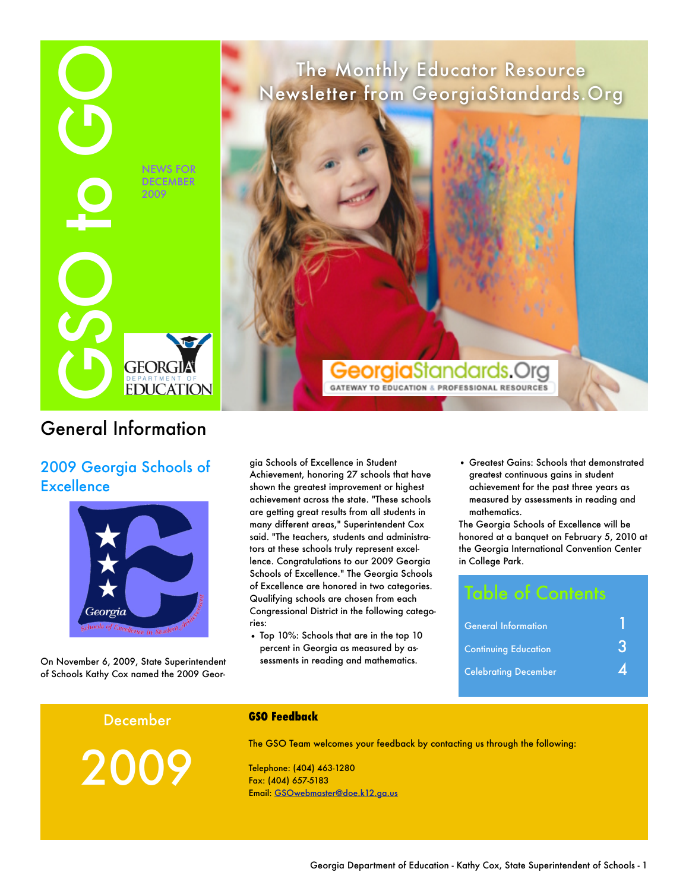# GSO to GO

NEWS FOR DECEMBER 2009

The Monthly Educator Resource Newsletter from GeorgiaStandards.Org

GeorgiaStandards.Org
GATEWAY TO EDUCATION & PROFESSIONAL RESOURCES

## General Information

### 2009 Georgia Schools of Excellence

On November 6, 2009, State Superintendent of Schools Kathy Cox named the 2009 Georgia Schools of Excellence in Student Achievement, honoring 27 schools that have shown the greatest improvement or highest achievement across the state. "These schools are getting great results from all students in many different areas," Superintendent Cox said. "The teachers, students and administrators at these schools truly represent excellence. Congratulations to our 2009 Georgia Schools of Excellence." The Georgia Schools of Excellence are honored in two categories. Qualifying schools are chosen from each Congressional District in the following categories:

- Top 10%: Schools that are in the top 10 percent in Georgia as measured by assessments in reading and mathematics.
- Greatest Gains: Schools that demonstrated greatest continuous gains in student achievement for the past three years as measured by assessments in reading and mathematics.

The Georgia Schools of Excellence will be honored at a banquet on February 5, 2010 at the Georgia International Convention Center in College Park.

### Table of Contents

| | |
|---|---|
| General Information | 1 |
| Continuing Education | 3 |
| Celebrating December | 4 |

December

2009

**GSO Feedback**

The GSO Team welcomes your feedback by contacting us through the following:

Telephone: (404) 463-1280
Fax: (404) 657-5183
Email: GSOwebmaster@doe.k12.ga.us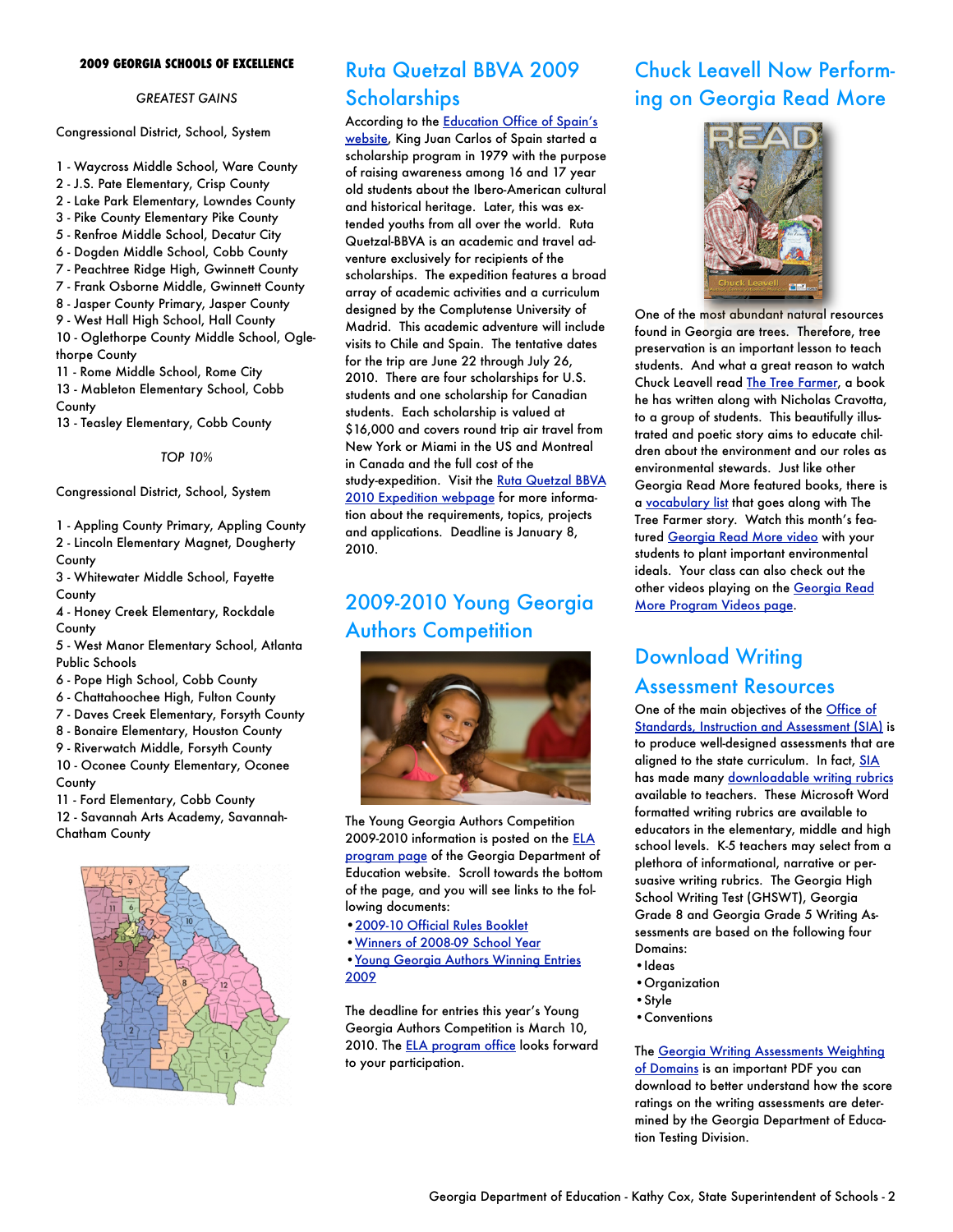**2009 GEORGIA SCHOOLS OF EXCELLENCE**

*GREATEST GAINS*

Congressional District, School, System

1 - Waycross Middle School, Ware County
2 - J.S. Pate Elementary, Crisp County
2 - Lake Park Elementary, Lowndes County
3 - Pike County Elementary Pike County
5 - Renfroe Middle School, Decatur City
6 - Dogden Middle School, Cobb County
7 - Peachtree Ridge High, Gwinnett County
7 - Frank Osborne Middle, Gwinnett County
8 - Jasper County Primary, Jasper County
9 - West Hall High School, Hall County
10 - Oglethorpe County Middle School, Oglethorpe County
11 - Rome Middle School, Rome City
13 - Mableton Elementary School, Cobb County
13 - Teasley Elementary, Cobb County

*TOP 10%*

Congressional District, School, System

1 - Appling County Primary, Appling County
2 - Lincoln Elementary Magnet, Dougherty County
3 - Whitewater Middle School, Fayette County
4 - Honey Creek Elementary, Rockdale County
5 - West Manor Elementary School, Atlanta Public Schools
6 - Pope High School, Cobb County
6 - Chattahoochee High, Fulton County
7 - Daves Creek Elementary, Forsyth County
8 - Bonaire Elementary, Houston County
9 - Riverwatch Middle, Forsyth County
10 - Oconee County Elementary, Oconee County
11 - Ford Elementary, Cobb County
12 - Savannah Arts Academy, Savannah-Chatham County

## Ruta Quetzal BBVA 2009 Scholarships

According to the Education Office of Spain's website, King Juan Carlos of Spain started a scholarship program in 1979 with the purpose of raising awareness among 16 and 17 year old students about the Ibero-American cultural and historical heritage. Later, this was extended youths from all over the world. Ruta Quetzal-BBVA is an academic and travel adventure exclusively for recipients of the scholarships. The expedition features a broad array of academic activities and a curriculum designed by the Complutense University of Madrid. This academic adventure will include visits to Chile and Spain. The tentative dates for the trip are June 22 through July 26, 2010. There are four scholarships for U.S. students and one scholarship for Canadian students. Each scholarship is valued at $16,000 and covers round trip air travel from New York or Miami in the US and Montreal in Canada and the full cost of the study-expedition. Visit the Ruta Quetzal BBVA 2010 Expedition webpage for more information about the requirements, topics, projects and applications. Deadline is January 8, 2010.

## 2009-2010 Young Georgia Authors Competition

The Young Georgia Authors Competition 2009-2010 information is posted on the ELA program page of the Georgia Department of Education website. Scroll towards the bottom of the page, and you will see links to the following documents:

- 2009-10 Official Rules Booklet
- Winners of 2008-09 School Year
- Young Georgia Authors Winning Entries 2009

The deadline for entries this year's Young Georgia Authors Competition is March 10, 2010. The ELA program office looks forward to your participation.

## Chuck Leavell Now Performing on Georgia Read More

One of the most abundant natural resources found in Georgia are trees. Therefore, tree preservation is an important lesson to teach students. And what a great reason to watch Chuck Leavell read The Tree Farmer, a book he has written along with Nicholas Cravotta, to a group of students. This beautifully illustrated and poetic story aims to educate children about the environment and our roles as environmental stewards. Just like other Georgia Read More featured books, there is a vocabulary list that goes along with The Tree Farmer story. Watch this month's featured Georgia Read More video with your students to plant important environmental ideals. Your class can also check out the other videos playing on the Georgia Read More Program Videos page.

## Download Writing Assessment Resources

One of the main objectives of the Office of Standards, Instruction and Assessment (SIA) is to produce well-designed assessments that are aligned to the state curriculum. In fact, SIA has made many downloadable writing rubrics available to teachers. These Microsoft Word formatted writing rubrics are available to educators in the elementary, middle and high school levels. K-5 teachers may select from a plethora of informational, narrative or persuasive writing rubrics. The Georgia High School Writing Test (GHSWT), Georgia Grade 8 and Georgia Grade 5 Writing Assessments are based on the following four Domains:

- Ideas
- Organization
- Style
- Conventions

The Georgia Writing Assessments Weighting of Domains is an important PDF you can download to better understand how the score ratings on the writing assessments are determined by the Georgia Department of Education Testing Division.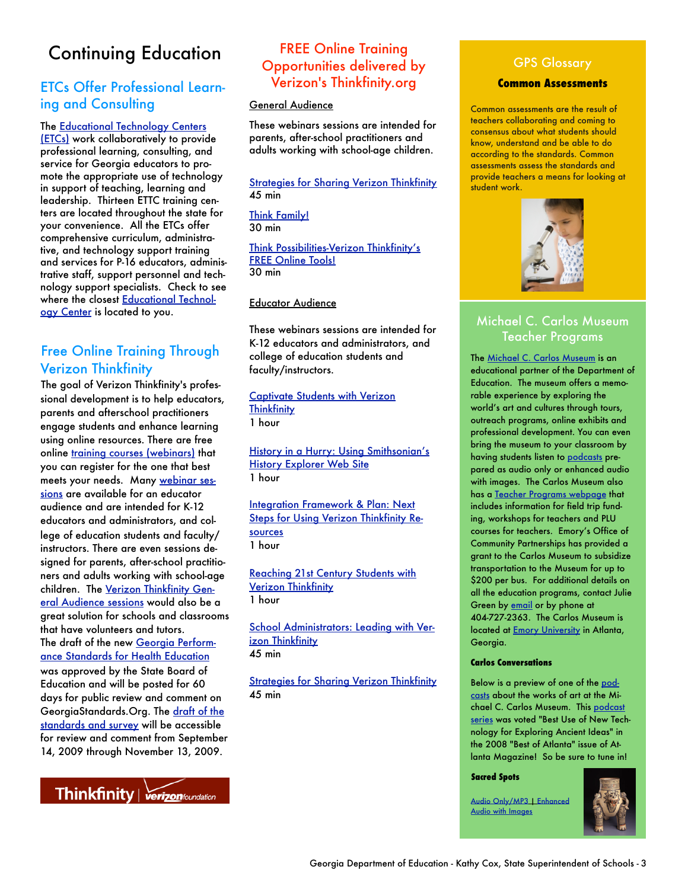# Continuing Education

## ETCs Offer Professional Learning and Consulting

The Educational Technology Centers (ETCs) work collaboratively to provide professional learning, consulting, and service for Georgia educators to promote the appropriate use of technology in support of teaching, learning and leadership. Thirteen ETTC training centers are located throughout the state for your convenience. All the ETCs offer comprehensive curriculum, administrative, and technology support training and services for P-16 educators, administrative staff, support personnel and technology support specialists. Check to see where the closest Educational Technology Center is located to you.

## Free Online Training Through Verizon Thinkfinity

The goal of Verizon Thinkfinity's professional development is to help educators, parents and afterschool practitioners engage students and enhance learning using online resources. There are free online training courses (webinars) that you can register for the one that best meets your needs. Many webinar sessions are available for an educator audience and are intended for K-12 educators and administrators, and college of education students and faculty/instructors. There are even sessions designed for parents, after-school practitioners and adults working with school-age children. The Verizon Thinkfinity General Audience sessions would also be a great solution for schools and classrooms that have volunteers and tutors.

The draft of the new Georgia Performance Standards for Health Education was approved by the State Board of Education and will be posted for 60 days for public review and comment on GeorgiaStandards.Org. The draft of the standards and survey will be accessible for review and comment from September 14, 2009 through November 13, 2009.

## FREE Online Training Opportunities delivered by Verizon's Thinkfinity.org

General Audience

These webinars sessions are intended for parents, after-school practitioners and adults working with school-age children.

Strategies for Sharing Verizon Thinkfinity
45 min

Think Family!
30 min

Think Possibilities-Verizon Thinkfinity's FREE Online Tools!
30 min

Educator Audience

These webinars sessions are intended for K-12 educators and administrators, and college of education students and faculty/instructors.

Captivate Students with Verizon Thinkfinity
1 hour

History in a Hurry: Using Smithsonian's History Explorer Web Site
1 hour

Integration Framework & Plan: Next Steps for Using Verizon Thinkfinity Resources
1 hour

Reaching 21st Century Students with Verizon Thinkfinity
1 hour

School Administrators: Leading with Verizon Thinkfinity
45 min

Strategies for Sharing Verizon Thinkfinity
45 min

## GPS Glossary

### Common Assessments

Common assessments are the result of teachers collaborating and coming to consensus about what students should know, understand and be able to do according to the standards. Common assessments assess the standards and provide teachers a means for looking at student work.

## Michael C. Carlos Museum Teacher Programs

The Michael C. Carlos Museum is an educational partner of the Department of Education. The museum offers a memorable experience by exploring the world's art and cultures through tours, outreach programs, online exhibits and professional development. You can even bring the museum to your classroom by having students listen to podcasts prepared as audio only or enhanced audio with images. The Carlos Museum also has a Teacher Programs webpage that includes information for field trip funding, workshops for teachers and PLU courses for teachers. Emory's Office of Community Partnerships has provided a grant to the Carlos Museum to subsidize transportation to the Museum for up to $200 per bus. For additional details on all the education programs, contact Julie Green by email or by phone at 404-727-2363. The Carlos Museum is located at Emory University in Atlanta, Georgia.

### Carlos Conversations

Below is a preview of one of the podcasts about the works of art at the Michael C. Carlos Museum. This podcast series was voted "Best Use of New Technology for Exploring Ancient Ideas" in the 2008 "Best of Atlanta" issue of Atlanta Magazine! So be sure to tune in!

### Sacred Spots

Audio Only/MP3 | Enhanced Audio with Images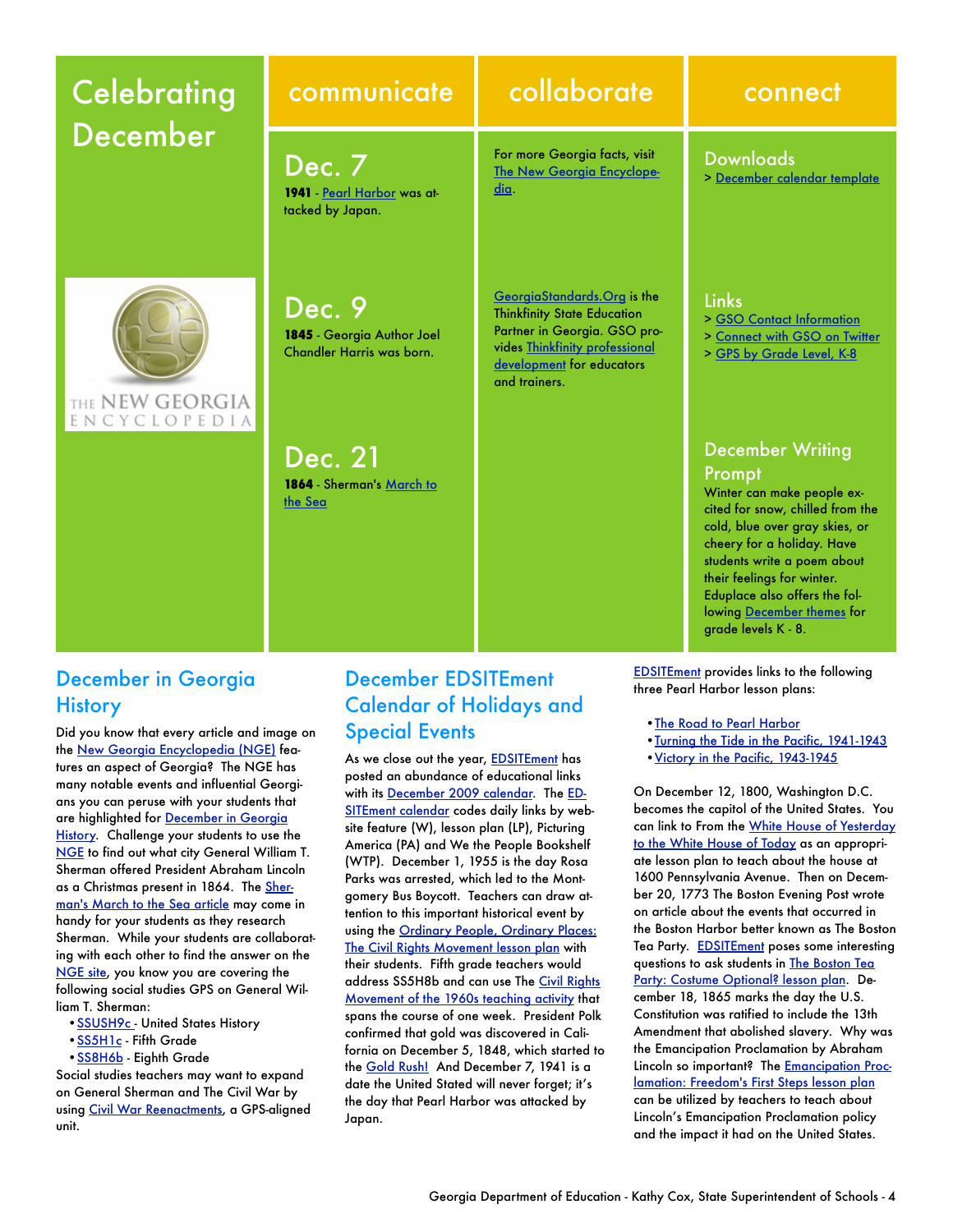# Celebrating December

## communicate

### Dec. 7

**1941** - Pearl Harbor was attacked by Japan.

### Dec. 9

**1845** - Georgia Author Joel Chandler Harris was born.

### Dec. 21

**1864** - Sherman's March to the Sea

## collaborate

For more Georgia facts, visit The New Georgia Encyclopedia.

GeorgiaStandards.Org is the Thinkfinity State Education Partner in Georgia. GSO provides Thinkfinity professional development for educators and trainers.

## connect

### Downloads

> December calendar template

### Links

> GSO Contact Information
> Connect with GSO on Twitter
> GPS by Grade Level, K-8

### December Writing Prompt

Winter can make people excited for snow, chilled from the cold, blue over gray skies, or cheery for a holiday. Have students write a poem about their feelings for winter. Eduplace also offers the following December themes for grade levels K - 8.

## December in Georgia History

Did you know that every article and image on the New Georgia Encyclopedia (NGE) features an aspect of Georgia? The NGE has many notable events and influential Georgians you can peruse with your students that are highlighted for December in Georgia History. Challenge your students to use the NGE to find out what city General William T. Sherman offered President Abraham Lincoln as a Christmas present in 1864. The Sherman's March to the Sea article may come in handy for your students as they research Sherman. While your students are collaborating with each other to find the answer on the NGE site, you know you are covering the following social studies GPS on General William T. Sherman:

- SSUSH9c - United States History
- SS5H1c - Fifth Grade
- SS8H6b - Eighth Grade

Social studies teachers may want to expand on General Sherman and The Civil War by using Civil War Reenactments, a GPS-aligned unit.

## December EDSITEment Calendar of Holidays and Special Events

As we close out the year, EDSITEment has posted an abundance of educational links with its December 2009 calendar. The EDSITEment calendar codes daily links by website feature (W), lesson plan (LP), Picturing America (PA) and We the People Bookshelf (WTP). December 1, 1955 is the day Rosa Parks was arrested, which led to the Montgomery Bus Boycott. Teachers can draw attention to this important historical event by using the Ordinary People, Ordinary Places: The Civil Rights Movement lesson plan with their students. Fifth grade teachers would address SS5H8b and can use The Civil Rights Movement of the 1960s teaching activity that spans the course of one week. President Polk confirmed that gold was discovered in California on December 5, 1848, which started to the Gold Rush! And December 7, 1941 is a date the United Stated will never forget; it's the day that Pearl Harbor was attacked by Japan.

EDSITEment provides links to the following three Pearl Harbor lesson plans:

- The Road to Pearl Harbor
- Turning the Tide in the Pacific, 1941-1943
- Victory in the Pacific, 1943-1945

On December 12, 1800, Washington D.C. becomes the capitol of the United States. You can link to From the White House of Yesterday to the White House of Today as an appropriate lesson plan to teach about the house at 1600 Pennsylvania Avenue. Then on December 20, 1773 The Boston Evening Post wrote on article about the events that occurred in the Boston Harbor better known as The Boston Tea Party. EDSITEment poses some interesting questions to ask students in The Boston Tea Party: Costume Optional? lesson plan. December 18, 1865 marks the day the U.S. Constitution was ratified to include the 13th Amendment that abolished slavery. Why was the Emancipation Proclamation by Abraham Lincoln so important? The Emancipation Proclamation: Freedom's First Steps lesson plan can be utilized by teachers to teach about Lincoln's Emancipation Proclamation policy and the impact it had on the United States.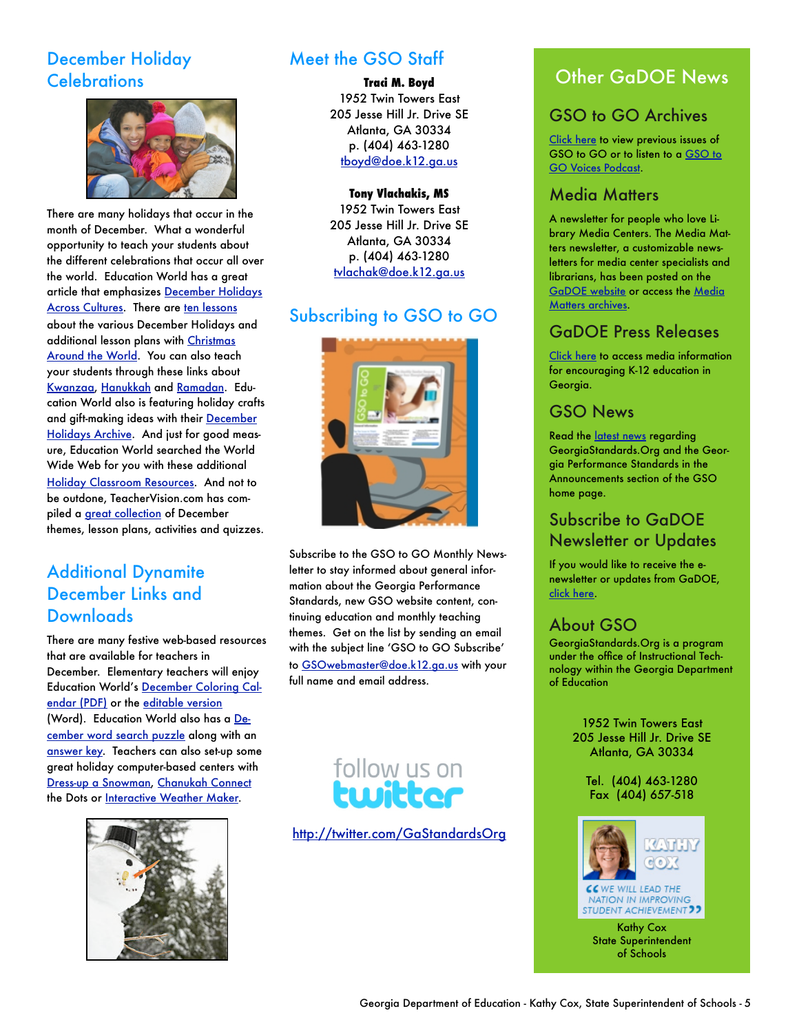## December Holiday Celebrations

There are many holidays that occur in the month of December. What a wonderful opportunity to teach your students about the different celebrations that occur all over the world. Education World has a great article that emphasizes December Holidays Across Cultures. There are ten lessons about the various December Holidays and additional lesson plans with Christmas Around the World. You can also teach your students through these links about Kwanzaa, Hanukkah and Ramadan. Education World also is featuring holiday crafts and gift-making ideas with their December Holidays Archive. And just for good measure, Education World searched the World Wide Web for you with these additional Holiday Classroom Resources. And not to be outdone, TeacherVision.com has compiled a great collection of December themes, lesson plans, activities and quizzes.

## Additional Dynamite December Links and Downloads

There are many festive web-based resources that are available for teachers in December. Elementary teachers will enjoy Education World's December Coloring Calendar (PDF) or the editable version (Word). Education World also has a December word search puzzle along with an answer key. Teachers can also set-up some great holiday computer-based centers with Dress-up a Snowman, Chanukah Connect the Dots or Interactive Weather Maker.

## Meet the GSO Staff

**Traci M. Boyd**
1952 Twin Towers East
205 Jesse Hill Jr. Drive SE
Atlanta, GA 30334
p. (404) 463-1280
tboyd@doe.k12.ga.us

**Tony Vlachakis, MS**
1952 Twin Towers East
205 Jesse Hill Jr. Drive SE
Atlanta, GA 30334
p. (404) 463-1280
tvlachak@doe.k12.ga.us

## Subscribing to GSO to GO

Subscribe to the GSO to GO Monthly Newsletter to stay informed about general information about the Georgia Performance Standards, new GSO website content, continuing education and monthly teaching themes. Get on the list by sending an email with the subject line 'GSO to GO Subscribe' to GSOwebmaster@doe.k12.ga.us with your full name and email address.

follow us on twitter

http://twitter.com/GaStandardsOrg

## Other GaDOE News

### GSO to GO Archives

Click here to view previous issues of GSO to GO or to listen to a GSO to GO Voices Podcast.

### Media Matters

A newsletter for people who love Library Media Centers. The Media Matters newsletter, a customizable newsletters for media center specialists and librarians, has been posted on the GaDOE website or access the Media Matters archives.

### GaDOE Press Releases

Click here to access media information for encouraging K-12 education in Georgia.

### GSO News

Read the latest news regarding GeorgiaStandards.Org and the Georgia Performance Standards in the Announcements section of the GSO home page.

### Subscribe to GaDOE Newsletter or Updates

If you would like to receive the e-newsletter or updates from GaDOE, click here.

### About GSO

GeorgiaStandards.Org is a program under the office of Instructional Technology within the Georgia Department of Education

1952 Twin Towers East
205 Jesse Hill Jr. Drive SE
Atlanta, GA 30334

Tel. (404) 463-1280
Fax (404) 657-518

KATHY COX
"WE WILL LEAD THE NATION IN IMPROVING STUDENT ACHIEVEMENT"

Kathy Cox
State Superintendent of Schools